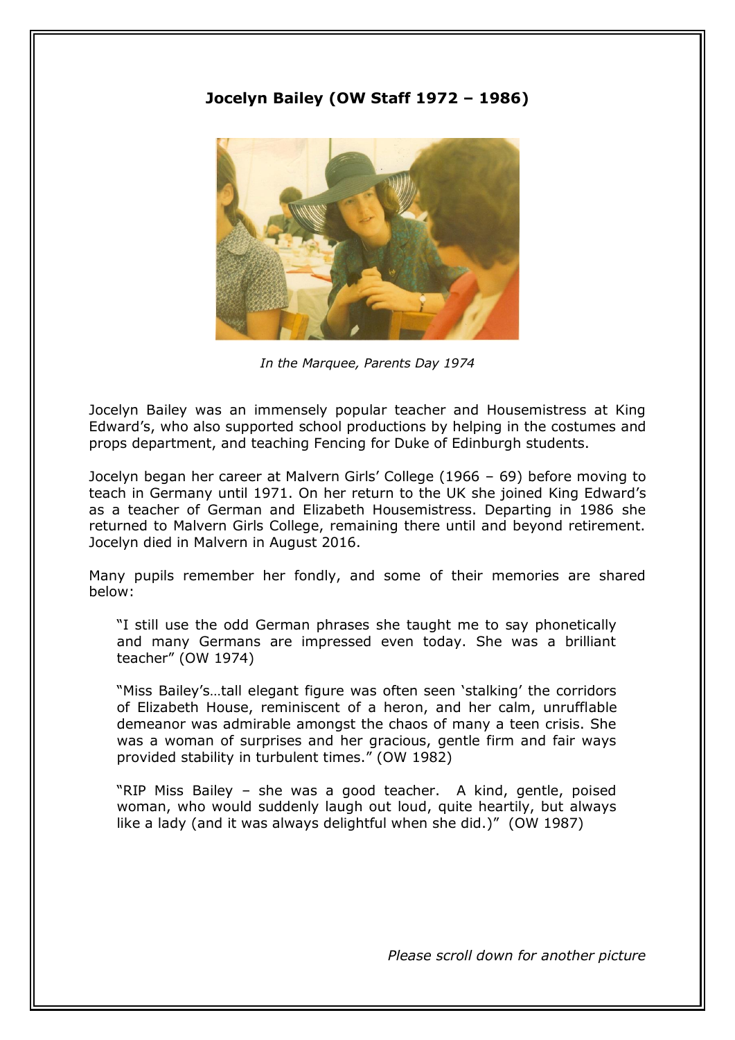**Jocelyn Bailey (OW Staff 1972 – 1986)**

*In the Marquee, Parents Day 1974*

Jocelyn Bailey was an immensely popular teacher and Housemistress at King Edward's, who also supported school productions by helping in the costumes and props department, and teaching Fencing for Duke of Edinburgh students.

Jocelyn began her career at Malvern Girls' College (1966 – 69) before moving to teach in Germany until 1971. On her return to the UK she joined King Edward's as a teacher of German and Elizabeth Housemistress. Departing in 1986 she returned to Malvern Girls College, remaining there until and beyond retirement. Jocelyn died in Malvern in August 2016.

Many pupils remember her fondly, and some of their memories are shared below:

> "I still use the odd German phrases she taught me to say phonetically and many Germans are impressed even today. She was a brilliant teacher" (OW 1974)

> "Miss Bailey's…tall elegant figure was often seen 'stalking' the corridors of Elizabeth House, reminiscent of a heron, and her calm, unrufflable demeanor was admirable amongst the chaos of many a teen crisis. She was a woman of surprises and her gracious, gentle firm and fair ways provided stability in turbulent times." (OW 1982)

> "RIP Miss Bailey – she was a good teacher. A kind, gentle, poised woman, who would suddenly laugh out loud, quite heartily, but always like a lady (and it was always delightful when she did.)" (OW 1987)

*Please scroll down for another picture*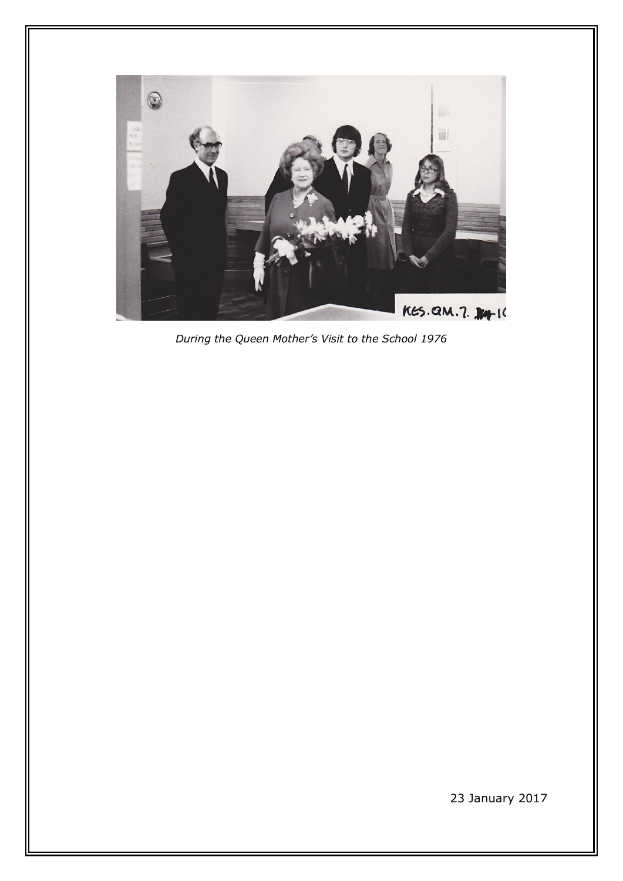*During the Queen Mother's Visit to the School 1976*

23 January 2017